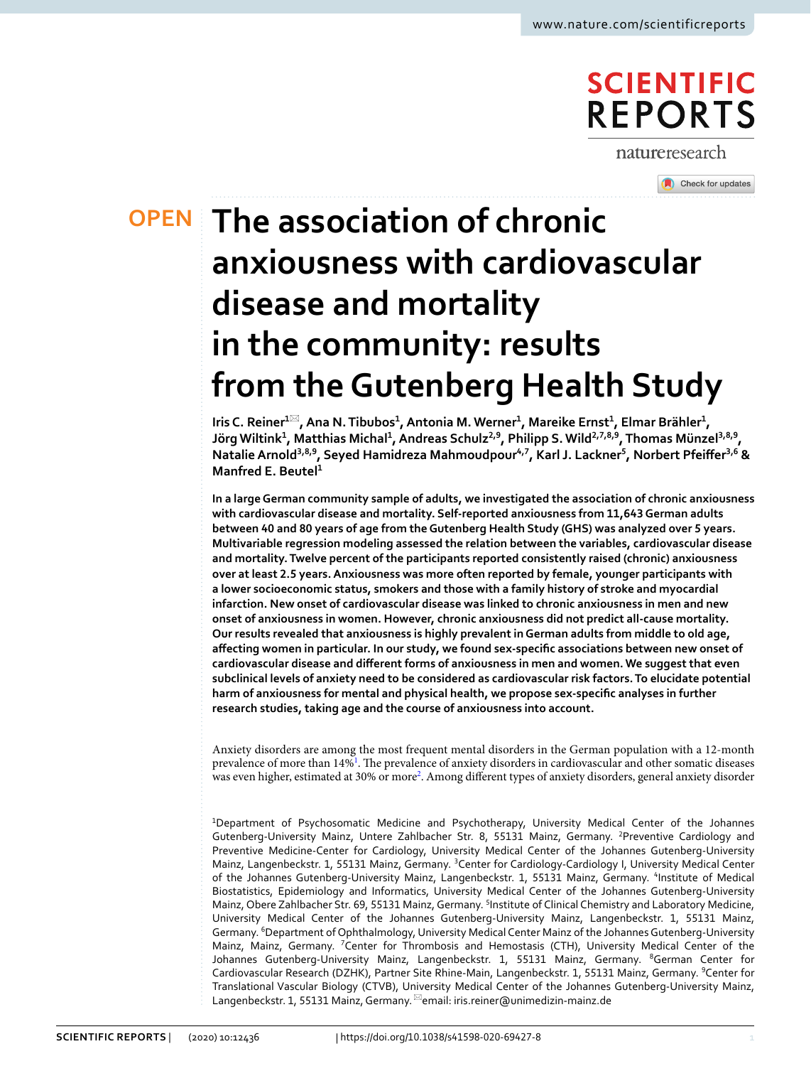# The association of chronic anxiousness with cardiovascular disease and mortality in the community: results from the Gutenberg Health Study

Iris C. Reiner[1✉], Ana N. Tibubos[1], Antonia M. Werner[1], Mareike Ernst[1], Elmar Brähler[1], Jörg Wiltink[1], Matthias Michal[1], Andreas Schulz[2,9], Philipp S. Wild[2,7,8,9], Thomas Münzel[3,8,9], Natalie Arnold[3,8,9], Seyed Hamidreza Mahmoudpour[4,7], Karl J. Lackner[5], Norbert Pfeiffer[3,6] & Manfred E. Beutel[1]

**In a large German community sample of adults, we investigated the association of chronic anxiousness with cardiovascular disease and mortality. Self-reported anxiousness from 11,643 German adults between 40 and 80 years of age from the Gutenberg Health Study (GHS) was analyzed over 5 years. Multivariable regression modeling assessed the relation between the variables, cardiovascular disease and mortality. Twelve percent of the participants reported consistently raised (chronic) anxiousness over at least 2.5 years. Anxiousness was more often reported by female, younger participants with a lower socioeconomic status, smokers and those with a family history of stroke and myocardial infarction. New onset of cardiovascular disease was linked to chronic anxiousness in men and new onset of anxiousness in women. However, chronic anxiousness did not predict all-cause mortality. Our results revealed that anxiousness is highly prevalent in German adults from middle to old age, affecting women in particular. In our study, we found sex-specific associations between new onset of cardiovascular disease and different forms of anxiousness in men and women. We suggest that even subclinical levels of anxiety need to be considered as cardiovascular risk factors. To elucidate potential harm of anxiousness for mental and physical health, we propose sex-specific analyses in further research studies, taking age and the course of anxiousness into account.**

Anxiety disorders are among the most frequent mental disorders in the German population with a 12-month prevalence of more than 14%[1]. The prevalence of anxiety disorders in cardiovascular and other somatic diseases was even higher, estimated at 30% or more[2]. Among different types of anxiety disorders, general anxiety disorder

[1]Department of Psychosomatic Medicine and Psychotherapy, University Medical Center of the Johannes Gutenberg-University Mainz, Untere Zahlbacher Str. 8, 55131 Mainz, Germany. [2]Preventive Cardiology and Preventive Medicine-Center for Cardiology, University Medical Center of the Johannes Gutenberg-University Mainz, Langenbeckstr. 1, 55131 Mainz, Germany. [3]Center for Cardiology-Cardiology I, University Medical Center of the Johannes Gutenberg-University Mainz, Langenbeckstr. 1, 55131 Mainz, Germany. [4]Institute of Medical Biostatistics, Epidemiology and Informatics, University Medical Center of the Johannes Gutenberg-University Mainz, Obere Zahlbacher Str. 69, 55131 Mainz, Germany. [5]Institute of Clinical Chemistry and Laboratory Medicine, University Medical Center of the Johannes Gutenberg-University Mainz, Langenbeckstr. 1, 55131 Mainz, Germany. [6]Department of Ophthalmology, University Medical Center Mainz of the Johannes Gutenberg-University Mainz, Mainz, Germany. [7]Center for Thrombosis and Hemostasis (CTH), University Medical Center of the Johannes Gutenberg-University Mainz, Langenbeckstr. 1, 55131 Mainz, Germany. [8]German Center for Cardiovascular Research (DZHK), Partner Site Rhine-Main, Langenbeckstr. 1, 55131 Mainz, Germany. [9]Center for Translational Vascular Biology (CTVB), University Medical Center of the Johannes Gutenberg-University Mainz, Langenbeckstr. 1, 55131 Mainz, Germany. ✉email: iris.reiner@unimedizin-mainz.de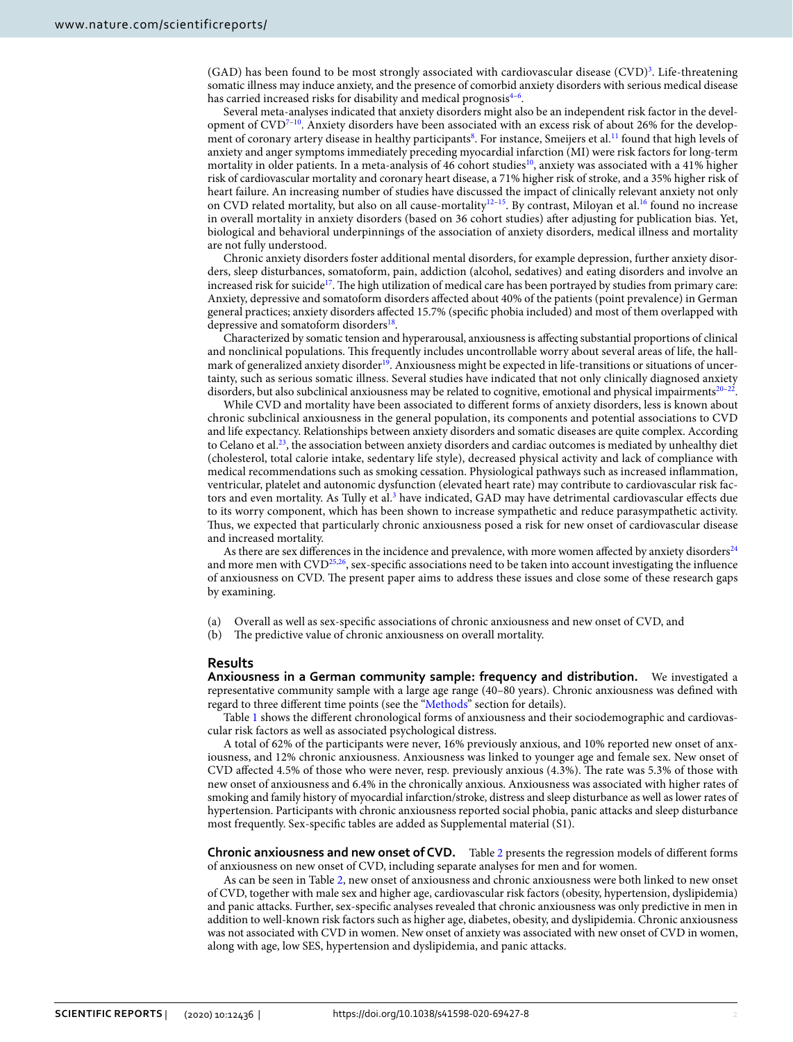(GAD) has been found to be most strongly associated with cardiovascular disease (CVD)[3]. Life-threatening somatic illness may induce anxiety, and the presence of comorbid anxiety disorders with serious medical disease has carried increased risks for disability and medical prognosis[4–6].

Several meta-analyses indicated that anxiety disorders might also be an independent risk factor in the development of CVD[7–10]. Anxiety disorders have been associated with an excess risk of about 26% for the development of coronary artery disease in healthy participants[8]. For instance, Smeijers et al.[11] found that high levels of anxiety and anger symptoms immediately preceding myocardial infarction (MI) were risk factors for long-term mortality in older patients. In a meta-analysis of 46 cohort studies[10], anxiety was associated with a 41% higher risk of cardiovascular mortality and coronary heart disease, a 71% higher risk of stroke, and a 35% higher risk of heart failure. An increasing number of studies have discussed the impact of clinically relevant anxiety not only on CVD related mortality, but also on all cause-mortality[12–15]. By contrast, Miloyan et al.[16] found no increase in overall mortality in anxiety disorders (based on 36 cohort studies) after adjusting for publication bias. Yet, biological and behavioral underpinnings of the association of anxiety disorders, medical illness and mortality are not fully understood.

Chronic anxiety disorders foster additional mental disorders, for example depression, further anxiety disorders, sleep disturbances, somatoform, pain, addiction (alcohol, sedatives) and eating disorders and involve an increased risk for suicide[17]. The high utilization of medical care has been portrayed by studies from primary care: Anxiety, depressive and somatoform disorders affected about 40% of the patients (point prevalence) in German general practices; anxiety disorders affected 15.7% (specific phobia included) and most of them overlapped with depressive and somatoform disorders[18].

Characterized by somatic tension and hyperarousal, anxiousness is affecting substantial proportions of clinical and nonclinical populations. This frequently includes uncontrollable worry about several areas of life, the hallmark of generalized anxiety disorder[19]. Anxiousness might be expected in life-transitions or situations of uncertainty, such as serious somatic illness. Several studies have indicated that not only clinically diagnosed anxiety disorders, but also subclinical anxiousness may be related to cognitive, emotional and physical impairments[20–22].

While CVD and mortality have been associated to different forms of anxiety disorders, less is known about chronic subclinical anxiousness in the general population, its components and potential associations to CVD and life expectancy. Relationships between anxiety disorders and somatic diseases are quite complex. According to Celano et al.[23], the association between anxiety disorders and cardiac outcomes is mediated by unhealthy diet (cholesterol, total calorie intake, sedentary life style), decreased physical activity and lack of compliance with medical recommendations such as smoking cessation. Physiological pathways such as increased inflammation, ventricular, platelet and autonomic dysfunction (elevated heart rate) may contribute to cardiovascular risk factors and even mortality. As Tully et al.[3] have indicated, GAD may have detrimental cardiovascular effects due to its worry component, which has been shown to increase sympathetic and reduce parasympathetic activity. Thus, we expected that particularly chronic anxiousness posed a risk for new onset of cardiovascular disease and increased mortality.

As there are sex differences in the incidence and prevalence, with more women affected by anxiety disorders[24] and more men with CVD[25,26], sex-specific associations need to be taken into account investigating the influence of anxiousness on CVD. The present paper aims to address these issues and close some of these research gaps by examining.

(a) Overall as well as sex-specific associations of chronic anxiousness and new onset of CVD, and
(b) The predictive value of chronic anxiousness on overall mortality.

## Results

**Anxiousness in a German community sample: frequency and distribution.** We investigated a representative community sample with a large age range (40–80 years). Chronic anxiousness was defined with regard to three different time points (see the "Methods" section for details).

Table 1 shows the different chronological forms of anxiousness and their sociodemographic and cardiovascular risk factors as well as associated psychological distress.

A total of 62% of the participants were never, 16% previously anxious, and 10% reported new onset of anxiousness, and 12% chronic anxiousness. Anxiousness was linked to younger age and female sex. New onset of CVD affected 4.5% of those who were never, resp. previously anxious (4.3%). The rate was 5.3% of those with new onset of anxiousness and 6.4% in the chronically anxious. Anxiousness was associated with higher rates of smoking and family history of myocardial infarction/stroke, distress and sleep disturbance as well as lower rates of hypertension. Participants with chronic anxiousness reported social phobia, panic attacks and sleep disturbance most frequently. Sex-specific tables are added as Supplemental material (S1).

**Chronic anxiousness and new onset of CVD.** Table 2 presents the regression models of different forms of anxiousness on new onset of CVD, including separate analyses for men and for women.

As can be seen in Table 2, new onset of anxiousness and chronic anxiousness were both linked to new onset of CVD, together with male sex and higher age, cardiovascular risk factors (obesity, hypertension, dyslipidemia) and panic attacks. Further, sex-specific analyses revealed that chronic anxiousness was only predictive in men in addition to well-known risk factors such as higher age, diabetes, obesity, and dyslipidemia. Chronic anxiousness was not associated with CVD in women. New onset of anxiety was associated with new onset of CVD in women, along with age, low SES, hypertension and dyslipidemia, and panic attacks.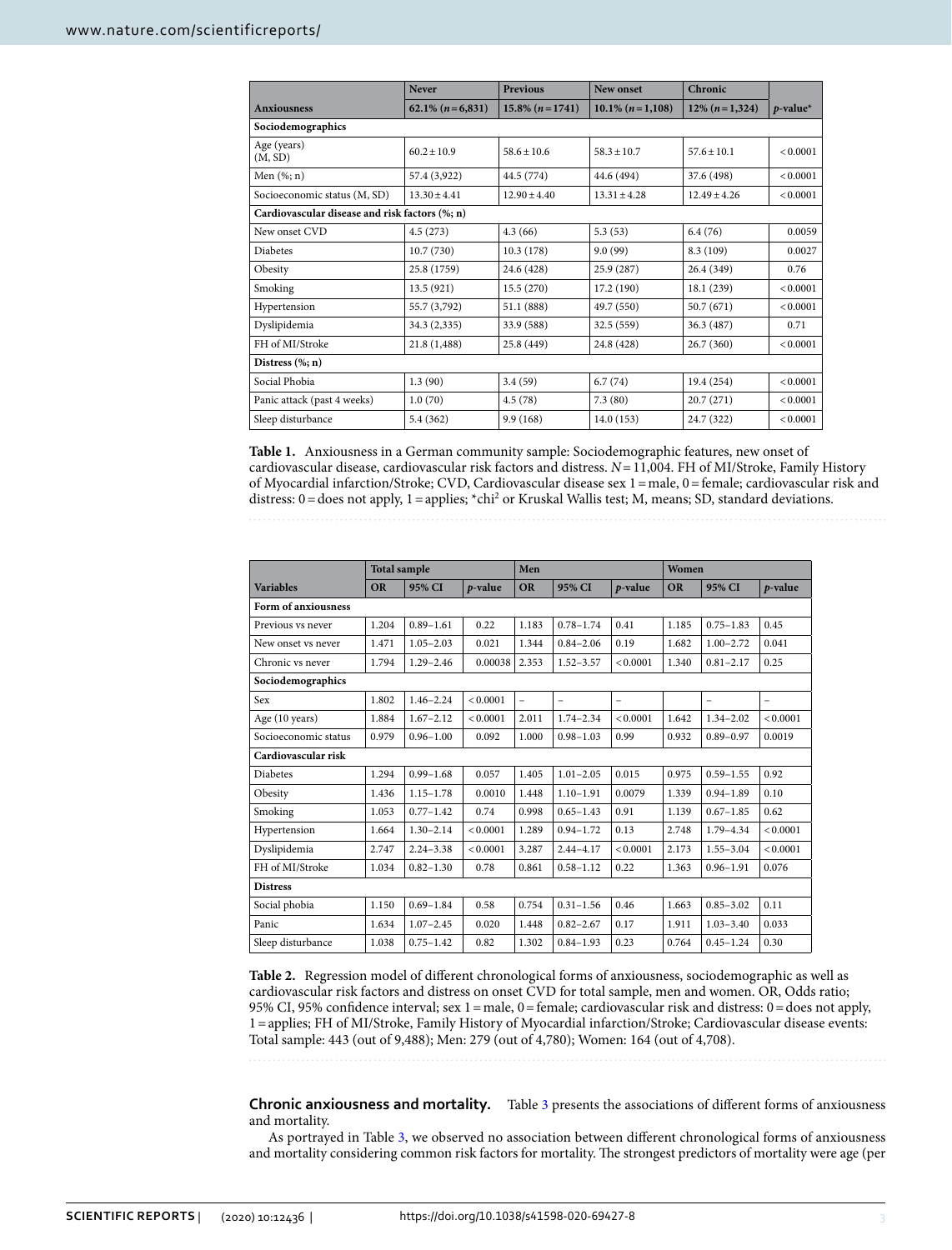| Anxiousness | Never<br>62.1% (n = 6,831) | Previous<br>15.8% (n = 1741) | New onset<br>10.1% (n = 1,108) | Chronic<br>12% (n = 1,324) | p-value* |
|---|---|---|---|---|---|
| **Sociodemographics** | | | | | |
| Age (years) (M, SD) | 60.2 ± 10.9 | 58.6 ± 10.6 | 58.3 ± 10.7 | 57.6 ± 10.1 | < 0.0001 |
| Men (%; n) | 57.4 (3,922) | 44.5 (774) | 44.6 (494) | 37.6 (498) | < 0.0001 |
| Socioeconomic status (M, SD) | 13.30 ± 4.41 | 12.90 ± 4.40 | 13.31 ± 4.28 | 12.49 ± 4.26 | < 0.0001 |
| **Cardiovascular disease and risk factors (%; n)** | | | | | |
| New onset CVD | 4.5 (273) | 4.3 (66) | 5.3 (53) | 6.4 (76) | 0.0059 |
| Diabetes | 10.7 (730) | 10.3 (178) | 9.0 (99) | 8.3 (109) | 0.0027 |
| Obesity | 25.8 (1759) | 24.6 (428) | 25.9 (287) | 26.4 (349) | 0.76 |
| Smoking | 13.5 (921) | 15.5 (270) | 17.2 (190) | 18.1 (239) | < 0.0001 |
| Hypertension | 55.7 (3,792) | 51.1 (888) | 49.7 (550) | 50.7 (671) | < 0.0001 |
| Dyslipidemia | 34.3 (2,335) | 33.9 (588) | 32.5 (559) | 36.3 (487) | 0.71 |
| FH of MI/Stroke | 21.8 (1,488) | 25.8 (449) | 24.8 (428) | 26.7 (360) | < 0.0001 |
| **Distress (%; n)** | | | | | |
| Social Phobia | 1.3 (90) | 3.4 (59) | 6.7 (74) | 19.4 (254) | < 0.0001 |
| Panic attack (past 4 weeks) | 1.0 (70) | 4.5 (78) | 7.3 (80) | 20.7 (271) | < 0.0001 |
| Sleep disturbance | 5.4 (362) | 9.9 (168) | 14.0 (153) | 24.7 (322) | < 0.0001 |

**Table 1.** Anxiousness in a German community sample: Sociodemographic features, new onset of cardiovascular disease, cardiovascular risk factors and distress. $N = 11{,}004$. FH of MI/Stroke, Family History of Myocardial infarction/Stroke; CVD, Cardiovascular disease sex 1 = male, 0 = female; cardiovascular risk and distress: 0 = does not apply, 1 = applies; *chi$^2$ or Kruskal Wallis test; M, means; SD, standard deviations.

| | Total sample | | | Men | | | Women | | |
|---|---|---|---|---|---|---|---|---|---|
| **Variables** | **OR** | **95% CI** | **p-value** | **OR** | **95% CI** | **p-value** | **OR** | **95% CI** | **p-value** |
| **Form of anxiousness** | | | | | | | | | |
| Previous vs never | 1.204 | 0.89–1.61 | 0.22 | 1.183 | 0.78–1.74 | 0.41 | 1.185 | 0.75–1.83 | 0.45 |
| New onset vs never | 1.471 | 1.05–2.03 | 0.021 | 1.344 | 0.84–2.06 | 0.19 | 1.682 | 1.00–2.72 | 0.041 |
| Chronic vs never | 1.794 | 1.29–2.46 | 0.00038 | 2.353 | 1.52–3.57 | < 0.0001 | 1.340 | 0.81–2.17 | 0.25 |
| **Sociodemographics** | | | | | | | | | |
| Sex | 1.802 | 1.46–2.24 | < 0.0001 | – | – | – | | – | – |
| Age (10 years) | 1.884 | 1.67–2.12 | < 0.0001 | 2.011 | 1.74–2.34 | < 0.0001 | 1.642 | 1.34–2.02 | < 0.0001 |
| Socioeconomic status | 0.979 | 0.96–1.00 | 0.092 | 1.000 | 0.98–1.03 | 0.99 | 0.932 | 0.89–0.97 | 0.0019 |
| **Cardiovascular risk** | | | | | | | | | |
| Diabetes | 1.294 | 0.99–1.68 | 0.057 | 1.405 | 1.01–2.05 | 0.015 | 0.975 | 0.59–1.55 | 0.92 |
| Obesity | 1.436 | 1.15–1.78 | 0.0010 | 1.448 | 1.10–1.91 | 0.0079 | 1.339 | 0.94–1.89 | 0.10 |
| Smoking | 1.053 | 0.77–1.42 | 0.74 | 0.998 | 0.65–1.43 | 0.91 | 1.139 | 0.67–1.85 | 0.62 |
| Hypertension | 1.664 | 1.30–2.14 | < 0.0001 | 1.289 | 0.94–1.72 | 0.13 | 2.748 | 1.79–4.34 | < 0.0001 |
| Dyslipidemia | 2.747 | 2.24–3.38 | < 0.0001 | 3.287 | 2.44–4.17 | < 0.0001 | 2.173 | 1.55–3.04 | < 0.0001 |
| FH of MI/Stroke | 1.034 | 0.82–1.30 | 0.78 | 0.861 | 0.58–1.12 | 0.22 | 1.363 | 0.96–1.91 | 0.076 |
| **Distress** | | | | | | | | | |
| Social phobia | 1.150 | 0.69–1.84 | 0.58 | 0.754 | 0.31–1.56 | 0.46 | 1.663 | 0.85–3.02 | 0.11 |
| Panic | 1.634 | 1.07–2.45 | 0.020 | 1.448 | 0.82–2.67 | 0.17 | 1.911 | 1.03–3.40 | 0.033 |
| Sleep disturbance | 1.038 | 0.75–1.42 | 0.82 | 1.302 | 0.84–1.93 | 0.23 | 0.764 | 0.45–1.24 | 0.30 |

**Table 2.** Regression model of different chronological forms of anxiousness, sociodemographic as well as cardiovascular risk factors and distress on onset CVD for total sample, men and women. OR, Odds ratio; 95% CI, 95% confidence interval; sex 1 = male, 0 = female; cardiovascular risk and distress: 0 = does not apply, 1 = applies; FH of MI/Stroke, Family History of Myocardial infarction/Stroke; Cardiovascular disease events: Total sample: 443 (out of 9,488); Men: 279 (out of 4,780); Women: 164 (out of 4,708).

**Chronic anxiousness and mortality.** Table 3 presents the associations of different forms of anxiousness and mortality.

As portrayed in Table 3, we observed no association between different chronological forms of anxiousness and mortality considering common risk factors for mortality. The strongest predictors of mortality were age (per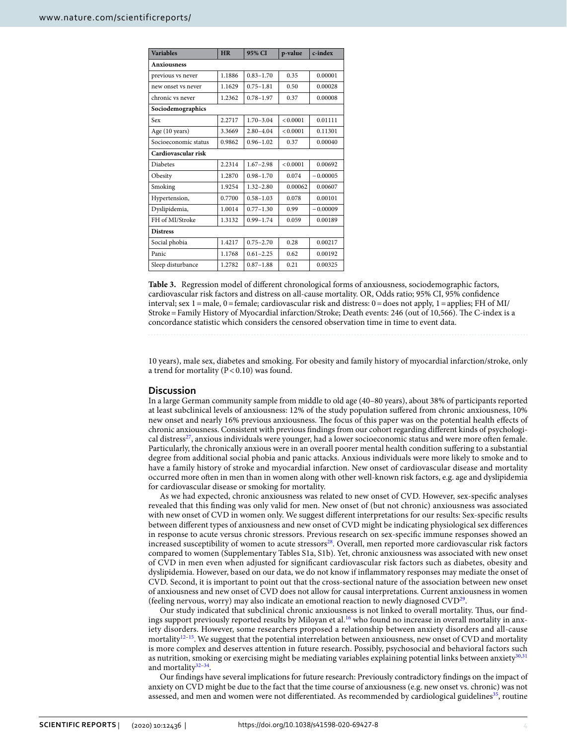| Variables | HR | 95% CI | p-value | c-index |
|---|---|---|---|---|
| **Anxiousness** | | | | |
| previous vs never | 1.1886 | 0.83–1.70 | 0.35 | 0.00001 |
| new onset vs never | 1.1629 | 0.75–1.81 | 0.50 | 0.00028 |
| chronic vs never | 1.2362 | 0.78–1.97 | 0.37 | 0.00008 |
| **Sociodemographics** | | | | |
| Sex | 2.2717 | 1.70–3.04 | < 0.0001 | 0.01111 |
| Age (10 years) | 3.3669 | 2.80–4.04 | < 0.0001 | 0.11301 |
| Socioeconomic status | 0.9862 | 0.96–1.02 | 0.37 | 0.00040 |
| **Cardiovascular risk** | | | | |
| Diabetes | 2.2314 | 1.67–2.98 | < 0.0001 | 0.00692 |
| Obesity | 1.2870 | 0.98–1.70 | 0.074 | − 0.00005 |
| Smoking | 1.9254 | 1.32–2.80 | 0.00062 | 0.00607 |
| Hypertension, | 0.7700 | 0.58–1.03 | 0.078 | 0.00101 |
| Dyslipidemia, | 1.0014 | 0.77–1.30 | 0.99 | − 0.00009 |
| FH of MI/Stroke | 1.3132 | 0.99–1.74 | 0.059 | 0.00189 |
| **Distress** | | | | |
| Social phobia | 1.4217 | 0.75–2.70 | 0.28 | 0.00217 |
| Panic | 1.1768 | 0.61–2.25 | 0.62 | 0.00192 |
| Sleep disturbance | 1.2782 | 0.87–1.88 | 0.21 | 0.00325 |

**Table 3.** Regression model of different chronological forms of anxiousness, sociodemographic factors, cardiovascular risk factors and distress on all-cause mortality. OR, Odds ratio; 95% CI, 95% confidence interval; sex 1 = male, 0 = female; cardiovascular risk and distress: 0 = does not apply, 1 = applies; FH of MI/Stroke = Family History of Myocardial infarction/Stroke; Death events: 246 (out of 10,566). The C-index is a concordance statistic which considers the censored observation time in time to event data.

10 years), male sex, diabetes and smoking. For obesity and family history of myocardial infarction/stroke, only a trend for mortality ($P < 0.10$) was found.

## Discussion

In a large German community sample from middle to old age (40–80 years), about 38% of participants reported at least subclinical levels of anxiousness: 12% of the study population suffered from chronic anxiousness, 10% new onset and nearly 16% previous anxiousness. The focus of this paper was on the potential health effects of chronic anxiousness. Consistent with previous findings from our cohort regarding different kinds of psychological distress[27], anxious individuals were younger, had a lower socioeconomic status and were more often female. Particularly, the chronically anxious were in an overall poorer mental health condition suffering to a substantial degree from additional social phobia and panic attacks. Anxious individuals were more likely to smoke and to have a family history of stroke and myocardial infarction. New onset of cardiovascular disease and mortality occurred more often in men than in women along with other well-known risk factors, e.g. age and dyslipidemia for cardiovascular disease or smoking for mortality.

As we had expected, chronic anxiousness was related to new onset of CVD. However, sex-specific analyses revealed that this finding was only valid for men. New onset of (but not chronic) anxiousness was associated with new onset of CVD in women only. We suggest different interpretations for our results: Sex-specific results between different types of anxiousness and new onset of CVD might be indicating physiological sex differences in response to acute versus chronic stressors. Previous research on sex-specific immune responses showed an increased susceptibility of women to acute stressors[28]. Overall, men reported more cardiovascular risk factors compared to women (Supplementary Tables S1a, S1b). Yet, chronic anxiousness was associated with new onset of CVD in men even when adjusted for significant cardiovascular risk factors such as diabetes, obesity and dyslipidemia. However, based on our data, we do not know if inflammatory responses may mediate the onset of CVD. Second, it is important to point out that the cross-sectional nature of the association between new onset of anxiousness and new onset of CVD does not allow for causal interpretations. Current anxiousness in women (feeling nervous, worry) may also indicate an emotional reaction to newly diagnosed CVD[29].

Our study indicated that subclinical chronic anxiousness is not linked to overall mortality. Thus, our findings support previously reported results by Miloyan et al.[16] who found no increase in overall mortality in anxiety disorders. However, some researchers proposed a relationship between anxiety disorders and all-cause mortality[12–15]. We suggest that the potential interrelation between anxiousness, new onset of CVD and mortality is more complex and deserves attention in future research. Possibly, psychosocial and behavioral factors such as nutrition, smoking or exercising might be mediating variables explaining potential links between anxiety[30,31] and mortality[32–34].

Our findings have several implications for future research: Previously contradictory findings on the impact of anxiety on CVD might be due to the fact that the time course of anxiousness (e.g. new onset vs. chronic) was not assessed, and men and women were not differentiated. As recommended by cardiological guidelines[35], routine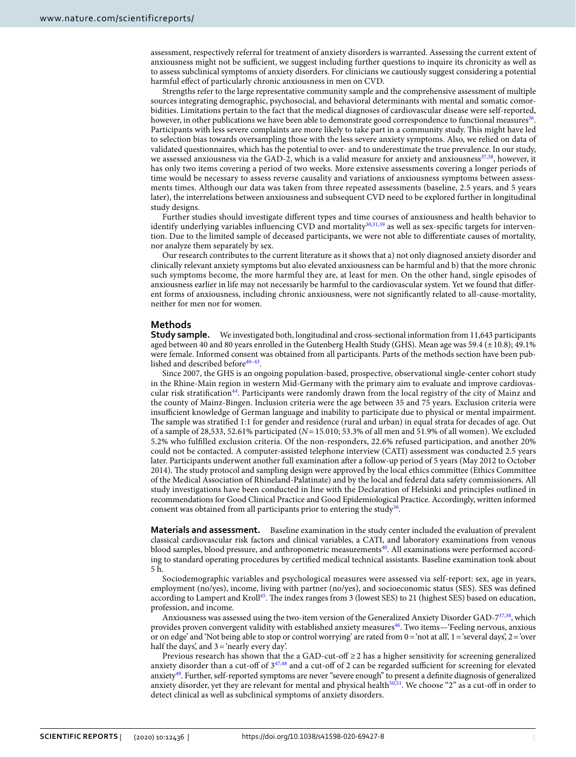assessment, respectively referral for treatment of anxiety disorders is warranted. Assessing the current extent of anxiousness might not be sufficient, we suggest including further questions to inquire its chronicity as well as to assess subclinical symptoms of anxiety disorders. For clinicians we cautiously suggest considering a potential harmful effect of particularly chronic anxiousness in men on CVD.

Strengths refer to the large representative community sample and the comprehensive assessment of multiple sources integrating demographic, psychosocial, and behavioral determinants with mental and somatic comorbidities. Limitations pertain to the fact that the medical diagnoses of cardiovascular disease were self-reported, however, in other publications we have been able to demonstrate good correspondence to functional measures[36]. Participants with less severe complaints are more likely to take part in a community study. This might have led to selection bias towards oversampling those with the less severe anxiety symptoms. Also, we relied on data of validated questionnaires, which has the potential to over- and to underestimate the true prevalence. In our study, we assessed anxiousness via the GAD-2, which is a valid measure for anxiety and anxiousness[37,38], however, it has only two items covering a period of two weeks. More extensive assessments covering a longer periods of time would be necessary to assess reverse causality and variations of anxiousness symptoms between assessments times. Although our data was taken from three repeated assessments (baseline, 2.5 years, and 5 years later), the interrelations between anxiousness and subsequent CVD need to be explored further in longitudinal study designs.

Further studies should investigate different types and time courses of anxiousness and health behavior to identify underlying variables influencing CVD and mortality[30,31,39] as well as sex-specific targets for intervention. Due to the limited sample of deceased participants, we were not able to differentiate causes of mortality, nor analyze them separately by sex.

Our research contributes to the current literature as it shows that a) not only diagnosed anxiety disorder and clinically relevant anxiety symptoms but also elevated anxiousness can be harmful and b) that the more chronic such symptoms become, the more harmful they are, at least for men. On the other hand, single episodes of anxiousness earlier in life may not necessarily be harmful to the cardiovascular system. Yet we found that different forms of anxiousness, including chronic anxiousness, were not significantly related to all-cause-mortality, neither for men nor for women.

## Methods

**Study sample.** We investigated both, longitudinal and cross-sectional information from 11,643 participants aged between 40 and 80 years enrolled in the Gutenberg Health Study (GHS). Mean age was 59.4 (± 10.8); 49.1% were female. Informed consent was obtained from all participants. Parts of the methods section have been published and described before[40–43].

Since 2007, the GHS is an ongoing population-based, prospective, observational single-center cohort study in the Rhine-Main region in western Mid-Germany with the primary aim to evaluate and improve cardiovascular risk stratification[44]. Participants were randomly drawn from the local registry of the city of Mainz and the county of Mainz-Bingen. Inclusion criteria were the age between 35 and 75 years. Exclusion criteria were insufficient knowledge of German language and inability to participate due to physical or mental impairment. The sample was stratified 1:1 for gender and residence (rural and urban) in equal strata for decades of age. Out of a sample of 28,533, 52.61% participated (*N* = 15.010; 53.3% of all men and 51.9% of all women). We excluded 5.2% who fulfilled exclusion criteria. Of the non-responders, 22.6% refused participation, and another 20% could not be contacted. A computer-assisted telephone interview (CATI) assessment was conducted 2.5 years later. Participants underwent another full examination after a follow-up period of 5 years (May 2012 to October 2014). The study protocol and sampling design were approved by the local ethics committee (Ethics Committee of the Medical Association of Rhineland-Palatinate) and by the local and federal data safety commissioners. All study investigations have been conducted in line with the Declaration of Helsinki and principles outlined in recommendations for Good Clinical Practice and Good Epidemiological Practice. Accordingly, written informed consent was obtained from all participants prior to entering the study[36].

**Materials and assessment.** Baseline examination in the study center included the evaluation of prevalent classical cardiovascular risk factors and clinical variables, a CATI, and laboratory examinations from venous blood samples, blood pressure, and anthropometric measurements[40]. All examinations were performed according to standard operating procedures by certified medical technical assistants. Baseline examination took about 5 h.

Sociodemographic variables and psychological measures were assessed via self-report: sex, age in years, employment (no/yes), income, living with partner (no/yes), and socioeconomic status (SES). SES was defined according to Lampert and Kroll[45]. The index ranges from 3 (lowest SES) to 21 (highest SES) based on education, profession, and income.

Anxiousness was assessed using the two-item version of the Generalized Anxiety Disorder GAD-7[37,38], which provides proven convergent validity with established anxiety measures[46]. Two items—'Feeling nervous, anxious or on edge' and 'Not being able to stop or control worrying' are rated from 0 = 'not at all', 1 = 'several days', 2 = 'over half the days', and 3 = 'nearly every day'.

Previous research has shown that the a GAD-cut-off ≥ 2 has a higher sensitivity for screening generalized anxiety disorder than a cut-off of 3[47,48] and a cut-off of 2 can be regarded sufficient for screening for elevated anxiety[49]. Further, self-reported symptoms are never "severe enough" to present a definite diagnosis of generalized anxiety disorder, yet they are relevant for mental and physical health[50,51]. We choose "2" as a cut-off in order to detect clinical as well as subclinical symptoms of anxiety disorders.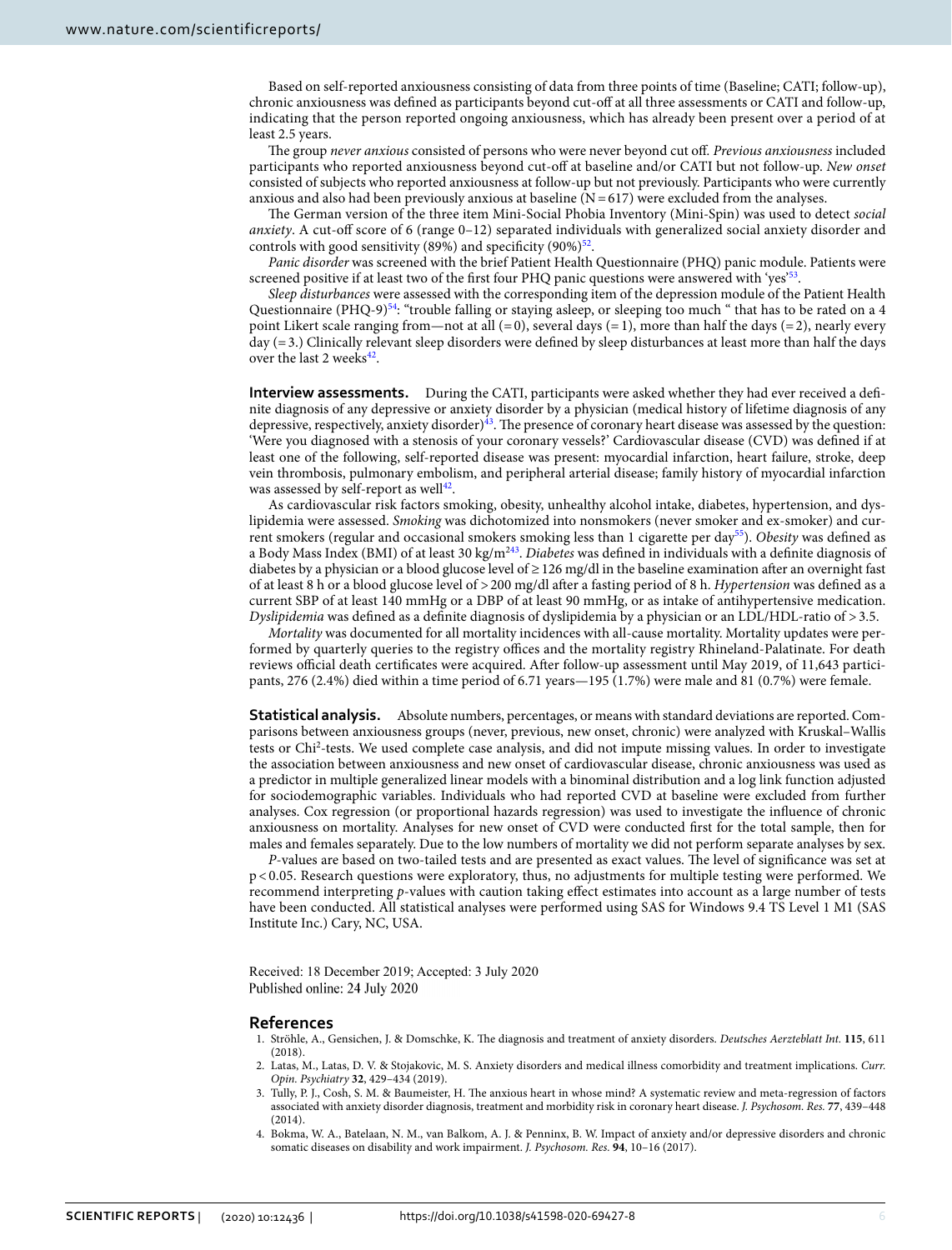Based on self-reported anxiousness consisting of data from three points of time (Baseline; CATI; follow-up), chronic anxiousness was defined as participants beyond cut-off at all three assessments or CATI and follow-up, indicating that the person reported ongoing anxiousness, which has already been present over a period of at least 2.5 years.

The group *never anxious* consisted of persons who were never beyond cut off. *Previous anxiousness* included participants who reported anxiousness beyond cut-off at baseline and/or CATI but not follow-up. *New onset* consisted of subjects who reported anxiousness at follow-up but not previously. Participants who were currently anxious and also had been previously anxious at baseline (N = 617) were excluded from the analyses.

The German version of the three item Mini-Social Phobia Inventory (Mini-Spin) was used to detect *social anxiety*. A cut-off score of 6 (range 0–12) separated individuals with generalized social anxiety disorder and controls with good sensitivity (89%) and specificity (90%)[52].

*Panic disorder* was screened with the brief Patient Health Questionnaire (PHQ) panic module. Patients were screened positive if at least two of the first four PHQ panic questions were answered with 'yes'[53].

*Sleep disturbances* were assessed with the corresponding item of the depression module of the Patient Health Questionnaire (PHQ-9)[54]: "trouble falling or staying asleep, or sleeping too much " that has to be rated on a 4 point Likert scale ranging from—not at all (= 0), several days (= 1), more than half the days (= 2), nearly every day (= 3.) Clinically relevant sleep disorders were defined by sleep disturbances at least more than half the days over the last 2 weeks[42].

**Interview assessments.** During the CATI, participants were asked whether they had ever received a definite diagnosis of any depressive or anxiety disorder by a physician (medical history of lifetime diagnosis of any depressive, respectively, anxiety disorder)[43]. The presence of coronary heart disease was assessed by the question: 'Were you diagnosed with a stenosis of your coronary vessels?' Cardiovascular disease (CVD) was defined if at least one of the following, self-reported disease was present: myocardial infarction, heart failure, stroke, deep vein thrombosis, pulmonary embolism, and peripheral arterial disease; family history of myocardial infarction was assessed by self-report as well[42].

As cardiovascular risk factors smoking, obesity, unhealthy alcohol intake, diabetes, hypertension, and dyslipidemia were assessed. *Smoking* was dichotomized into nonsmokers (never smoker and ex-smoker) and current smokers (regular and occasional smokers smoking less than 1 cigarette per day[55]). *Obesity* was defined as a Body Mass Index (BMI) of at least 30 kg/m$^2$[43]. *Diabetes* was defined in individuals with a definite diagnosis of diabetes by a physician or a blood glucose level of ≥ 126 mg/dl in the baseline examination after an overnight fast of at least 8 h or a blood glucose level of > 200 mg/dl after a fasting period of 8 h. *Hypertension* was defined as a current SBP of at least 140 mmHg or a DBP of at least 90 mmHg, or as intake of antihypertensive medication. *Dyslipidemia* was defined as a definite diagnosis of dyslipidemia by a physician or an LDL/HDL-ratio of > 3.5.

*Mortality* was documented for all mortality incidences with all-cause mortality. Mortality updates were performed by quarterly queries to the registry offices and the mortality registry Rhineland-Palatinate. For death reviews official death certificates were acquired. After follow-up assessment until May 2019, of 11,643 participants, 276 (2.4%) died within a time period of 6.71 years—195 (1.7%) were male and 81 (0.7%) were female.

**Statistical analysis.** Absolute numbers, percentages, or means with standard deviations are reported. Comparisons between anxiousness groups (never, previous, new onset, chronic) were analyzed with Kruskal–Wallis tests or Chi$^2$-tests. We used complete case analysis, and did not impute missing values. In order to investigate the association between anxiousness and new onset of cardiovascular disease, chronic anxiousness was used as a predictor in multiple generalized linear models with a binominal distribution and a log link function adjusted for sociodemographic variables. Individuals who had reported CVD at baseline were excluded from further analyses. Cox regression (or proportional hazards regression) was used to investigate the influence of chronic anxiousness on mortality. Analyses for new onset of CVD were conducted first for the total sample, then for males and females separately. Due to the low numbers of mortality we did not perform separate analyses by sex.

*P*-values are based on two-tailed tests and are presented as exact values. The level of significance was set at $p < 0.05$. Research questions were exploratory, thus, no adjustments for multiple testing were performed. We recommend interpreting *p*-values with caution taking effect estimates into account as a large number of tests have been conducted. All statistical analyses were performed using SAS for Windows 9.4 TS Level 1 M1 (SAS Institute Inc.) Cary, NC, USA.

Received: 18 December 2019; Accepted: 3 July 2020
Published online: 24 July 2020

## References

1. Ströhle, A., Gensichen, J. & Domschke, K. The diagnosis and treatment of anxiety disorders. *Deutsches Aerzteblatt Int.* **115**, 611 (2018).
2. Latas, M., Latas, D. V. & Stojakovic, M. S. Anxiety disorders and medical illness comorbidity and treatment implications. *Curr. Opin. Psychiatry* **32**, 429–434 (2019).
3. Tully, P. J., Cosh, S. M. & Baumeister, H. The anxious heart in whose mind? A systematic review and meta-regression of factors associated with anxiety disorder diagnosis, treatment and morbidity risk in coronary heart disease. *J. Psychosom. Res.* **77**, 439–448 (2014).
4. Bokma, W. A., Batelaan, N. M., van Balkom, A. J. & Penninx, B. W. Impact of anxiety and/or depressive disorders and chronic somatic diseases on disability and work impairment. *J. Psychosom. Res.* **94**, 10–16 (2017).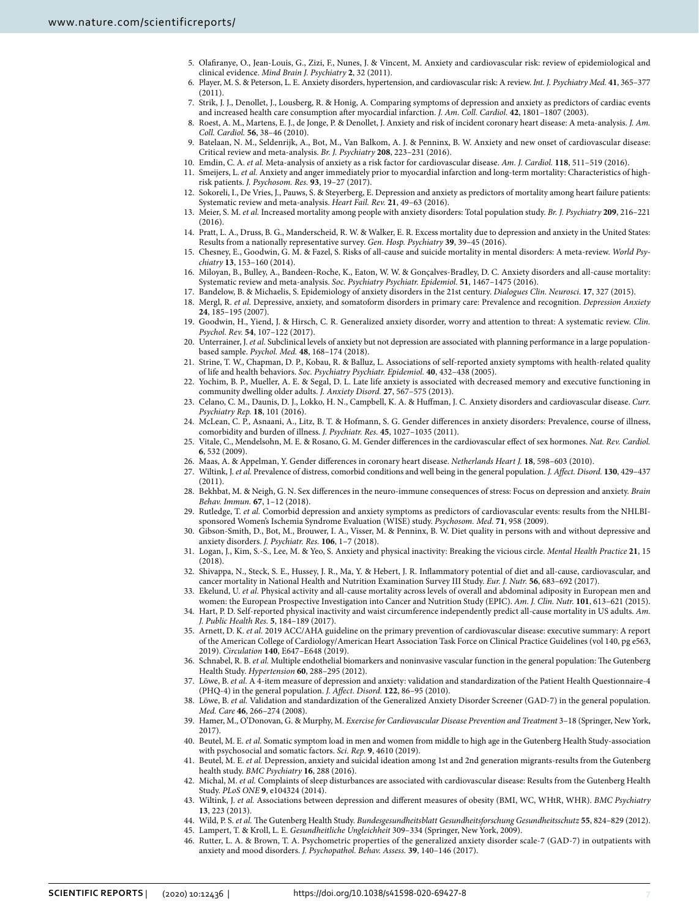5. Olafiranye, O., Jean-Louis, G., Zizi, F., Nunes, J. & Vincent, M. Anxiety and cardiovascular risk: review of epidemiological and clinical evidence. *Mind Brain J. Psychiatry* **2**, 32 (2011).
6. Player, M. S. & Peterson, L. E. Anxiety disorders, hypertension, and cardiovascular risk: A review. *Int. J. Psychiatry Med.* **41**, 365–377 (2011).
7. Strik, J. J., Denollet, J., Lousberg, R. & Honig, A. Comparing symptoms of depression and anxiety as predictors of cardiac events and increased health care consumption after myocardial infarction. *J. Am. Coll. Cardiol.* **42**, 1801–1807 (2003).
8. Roest, A. M., Martens, E. J., de Jonge, P. & Denollet, J. Anxiety and risk of incident coronary heart disease: A meta-analysis. *J. Am. Coll. Cardiol.* **56**, 38–46 (2010).
9. Batelaan, N. M., Seldenrijk, A., Bot, M., Van Balkom, A. J. & Penninx, B. W. Anxiety and new onset of cardiovascular disease: Critical review and meta-analysis. *Br. J. Psychiatry* **208**, 223–231 (2016).
10. Emdin, C. A. *et al.* Meta-analysis of anxiety as a risk factor for cardiovascular disease. *Am. J. Cardiol.* **118**, 511–519 (2016).
11. Smeijers, L. *et al.* Anxiety and anger immediately prior to myocardial infarction and long-term mortality: Characteristics of high-risk patients. *J. Psychosom. Res.* **93**, 19–27 (2017).
12. Sokoreli, I., De Vries, J., Pauws, S. & Steyerberg, E. Depression and anxiety as predictors of mortality among heart failure patients: Systematic review and meta-analysis. *Heart Fail. Rev.* **21**, 49–63 (2016).
13. Meier, S. M. *et al.* Increased mortality among people with anxiety disorders: Total population study. *Br. J. Psychiatry* **209**, 216–221 (2016).
14. Pratt, L. A., Druss, B. G., Manderscheid, R. W. & Walker, E. R. Excess mortality due to depression and anxiety in the United States: Results from a nationally representative survey. *Gen. Hosp. Psychiatry* **39**, 39–45 (2016).
15. Chesney, E., Goodwin, G. M. & Fazel, S. Risks of all-cause and suicide mortality in mental disorders: A meta-review. *World Psychiatry* **13**, 153–160 (2014).
16. Miloyan, B., Bulley, A., Bandeen-Roche, K., Eaton, W. W. & Gonçalves-Bradley, D. C. Anxiety disorders and all-cause mortality: Systematic review and meta-analysis. *Soc. Psychiatry Psychiatr. Epidemiol.* **51**, 1467–1475 (2016).
17. Bandelow, B. & Michaelis, S. Epidemiology of anxiety disorders in the 21st century. *Dialogues Clin. Neurosci.* **17**, 327 (2015).
18. Mergl, R. *et al.* Depressive, anxiety, and somatoform disorders in primary care: Prevalence and recognition. *Depression Anxiety* **24**, 185–195 (2007).
19. Goodwin, H., Yiend, J. & Hirsch, C. R. Generalized anxiety disorder, worry and attention to threat: A systematic review. *Clin. Psychol. Rev.* **54**, 107–122 (2017).
20. Unterrainer, J. *et al.* Subclinical levels of anxiety but not depression are associated with planning performance in a large population-based sample. *Psychol. Med.* **48**, 168–174 (2018).
21. Strine, T. W., Chapman, D. P., Kobau, R. & Balluz, L. Associations of self-reported anxiety symptoms with health-related quality of life and health behaviors. *Soc. Psychiatry Psychiatr. Epidemiol.* **40**, 432–438 (2005).
22. Yochim, B. P., Mueller, A. E. & Segal, D. L. Late life anxiety is associated with decreased memory and executive functioning in community dwelling older adults. *J. Anxiety Disord.* **27**, 567–575 (2013).
23. Celano, C. M., Daunis, D. J., Lokko, H. N., Campbell, K. A. & Huffman, J. C. Anxiety disorders and cardiovascular disease. *Curr. Psychiatry Rep.* **18**, 101 (2016).
24. McLean, C. P., Asnaani, A., Litz, B. T. & Hofmann, S. G. Gender differences in anxiety disorders: Prevalence, course of illness, comorbidity and burden of illness. *J. Psychiatr. Res.* **45**, 1027–1035 (2011).
25. Vitale, C., Mendelsohn, M. E. & Rosano, G. M. Gender differences in the cardiovascular effect of sex hormones. *Nat. Rev. Cardiol.* **6**, 532 (2009).
26. Maas, A. & Appelman, Y. Gender differences in coronary heart disease. *Netherlands Heart J.* **18**, 598–603 (2010).
27. Wiltink, J. *et al.* Prevalence of distress, comorbid conditions and well being in the general population. *J. Affect. Disord.* **130**, 429–437 (2011).
28. Bekhbat, M. & Neigh, G. N. Sex differences in the neuro-immune consequences of stress: Focus on depression and anxiety. *Brain Behav. Immun.* **67**, 1–12 (2018).
29. Rutledge, T. *et al.* Comorbid depression and anxiety symptoms as predictors of cardiovascular events: results from the NHLBI-sponsored Women's Ischemia Syndrome Evaluation (WISE) study. *Psychosom. Med.* **71**, 958 (2009).
30. Gibson-Smith, D., Bot, M., Brouwer, I. A., Visser, M. & Penninx, B. W. Diet quality in persons with and without depressive and anxiety disorders. *J. Psychiatr. Res.* **106**, 1–7 (2018).
31. Logan, J., Kim, S.-S., Lee, M. & Yeo, S. Anxiety and physical inactivity: Breaking the vicious circle. *Mental Health Practice* **21**, 15 (2018).
32. Shivappa, N., Steck, S. E., Hussey, J. R., Ma, Y. & Hebert, J. R. Inflammatory potential of diet and all-cause, cardiovascular, and cancer mortality in National Health and Nutrition Examination Survey III Study. *Eur. J. Nutr.* **56**, 683–692 (2017).
33. Ekelund, U. *et al.* Physical activity and all-cause mortality across levels of overall and abdominal adiposity in European men and women: the European Prospective Investigation into Cancer and Nutrition Study (EPIC). *Am. J. Clin. Nutr.* **101**, 613–621 (2015).
34. Hart, P. D. Self-reported physical inactivity and waist circumference independently predict all-cause mortality in US adults. *Am. J. Public Health Res.* **5**, 184–189 (2017).
35. Arnett, D. K. *et al.* 2019 ACC/AHA guideline on the primary prevention of cardiovascular disease: executive summary: A report of the American College of Cardiology/American Heart Association Task Force on Clinical Practice Guidelines (vol 140, pg e563, 2019). *Circulation* **140**, E647–E648 (2019).
36. Schnabel, R. B. *et al.* Multiple endothelial biomarkers and noninvasive vascular function in the general population: The Gutenberg Health Study. *Hypertension* **60**, 288–295 (2012).
37. Löwe, B. *et al.* A 4-item measure of depression and anxiety: validation and standardization of the Patient Health Questionnaire-4 (PHQ-4) in the general population. *J. Affect. Disord.* **122**, 86–95 (2010).
38. Löwe, B. *et al.* Validation and standardization of the Generalized Anxiety Disorder Screener (GAD-7) in the general population. *Med. Care* **46**, 266–274 (2008).
39. Hamer, M., O'Donovan, G. & Murphy, M. *Exercise for Cardiovascular Disease Prevention and Treatment* 3–18 (Springer, New York, 2017).
40. Beutel, M. E. *et al.* Somatic symptom load in men and women from middle to high age in the Gutenberg Health Study-association with psychosocial and somatic factors. *Sci. Rep.* **9**, 4610 (2019).
41. Beutel, M. E. *et al.* Depression, anxiety and suicidal ideation among 1st and 2nd generation migrants-results from the Gutenberg health study. *BMC Psychiatry* **16**, 288 (2016).
42. Michal, M. *et al.* Complaints of sleep disturbances are associated with cardiovascular disease: Results from the Gutenberg Health Study. *PLoS ONE* **9**, e104324 (2014).
43. Wiltink, J. *et al.* Associations between depression and different measures of obesity (BMI, WC, WHtR, WHR). *BMC Psychiatry* **13**, 223 (2013).
44. Wild, P. S. *et al.* The Gutenberg Health Study. *Bundesgesundheitsblatt Gesundheitsforschung Gesundheitsschutz* **55**, 824–829 (2012).
45. Lampert, T. & Kroll, L. E. *Gesundheitliche Ungleichheit* 309–334 (Springer, New York, 2009).
46. Rutter, L. A. & Brown, T. A. Psychometric properties of the generalized anxiety disorder scale-7 (GAD-7) in outpatients with anxiety and mood disorders. *J. Psychopathol. Behav. Assess.* **39**, 140–146 (2017).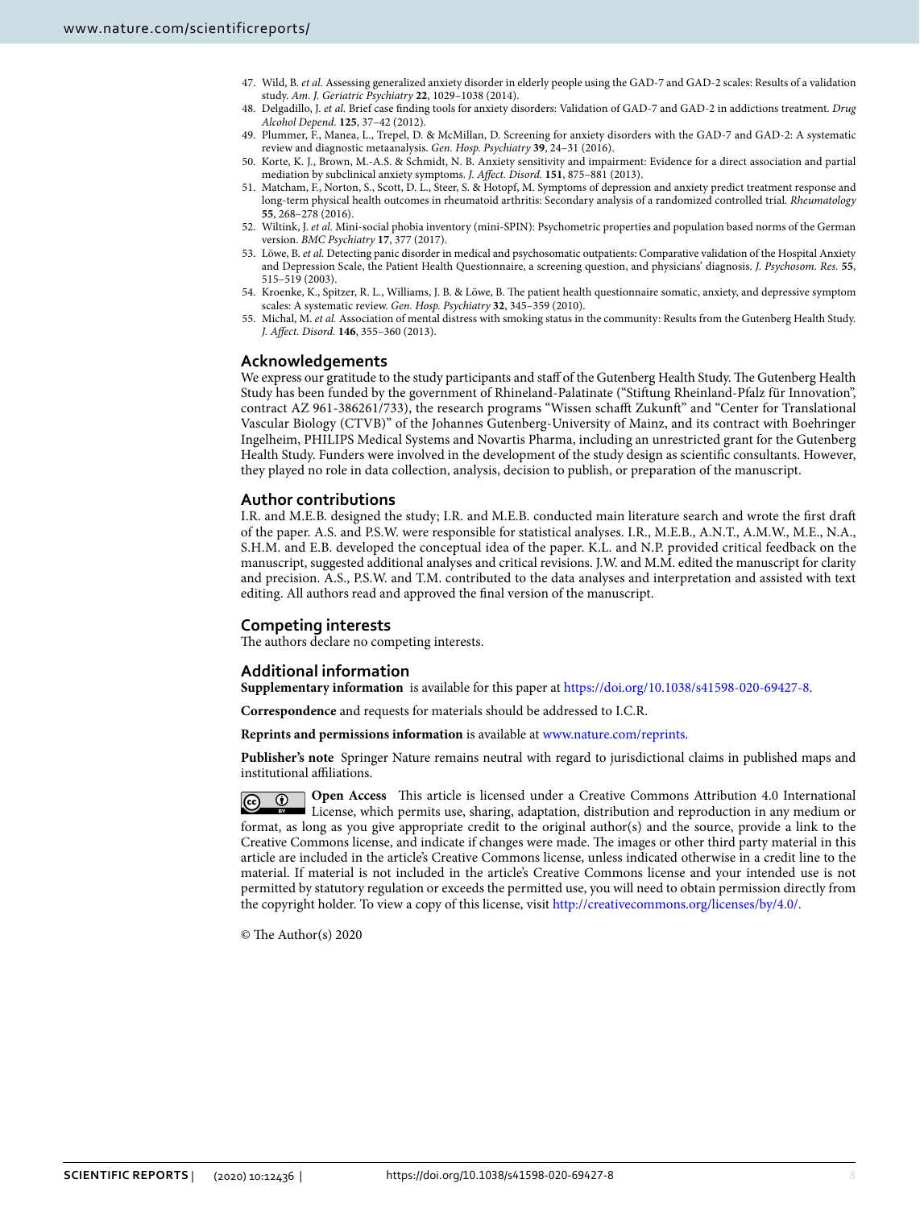47. Wild, B. *et al.* Assessing generalized anxiety disorder in elderly people using the GAD-7 and GAD-2 scales: Results of a validation study. *Am. J. Geriatric Psychiatry* **22**, 1029–1038 (2014).
48. Delgadillo, J. *et al.* Brief case finding tools for anxiety disorders: Validation of GAD-7 and GAD-2 in addictions treatment. *Drug Alcohol Depend.* **125**, 37–42 (2012).
49. Plummer, F., Manea, L., Trepel, D. & McMillan, D. Screening for anxiety disorders with the GAD-7 and GAD-2: A systematic review and diagnostic metaanalysis. *Gen. Hosp. Psychiatry* **39**, 24–31 (2016).
50. Korte, K. J., Brown, M.-A.S. & Schmidt, N. B. Anxiety sensitivity and impairment: Evidence for a direct association and partial mediation by subclinical anxiety symptoms. *J. Affect. Disord.* **151**, 875–881 (2013).
51. Matcham, F., Norton, S., Scott, D. L., Steer, S. & Hotopf, M. Symptoms of depression and anxiety predict treatment response and long-term physical health outcomes in rheumatoid arthritis: Secondary analysis of a randomized controlled trial. *Rheumatology* **55**, 268–278 (2016).
52. Wiltink, J. *et al.* Mini-social phobia inventory (mini-SPIN): Psychometric properties and population based norms of the German version. *BMC Psychiatry* **17**, 377 (2017).
53. Löwe, B. *et al.* Detecting panic disorder in medical and psychosomatic outpatients: Comparative validation of the Hospital Anxiety and Depression Scale, the Patient Health Questionnaire, a screening question, and physicians' diagnosis. *J. Psychosom. Res.* **55**, 515–519 (2003).
54. Kroenke, K., Spitzer, R. L., Williams, J. B. & Löwe, B. The patient health questionnaire somatic, anxiety, and depressive symptom scales: A systematic review. *Gen. Hosp. Psychiatry* **32**, 345–359 (2010).
55. Michal, M. *et al.* Association of mental distress with smoking status in the community: Results from the Gutenberg Health Study. *J. Affect. Disord.* **146**, 355–360 (2013).

## Acknowledgements

We express our gratitude to the study participants and staff of the Gutenberg Health Study. The Gutenberg Health Study has been funded by the government of Rhineland-Palatinate ("Stiftung Rheinland-Pfalz für Innovation", contract AZ 961-386261/733), the research programs "Wissen schafft Zukunft" and "Center for Translational Vascular Biology (CTVB)" of the Johannes Gutenberg-University of Mainz, and its contract with Boehringer Ingelheim, PHILIPS Medical Systems and Novartis Pharma, including an unrestricted grant for the Gutenberg Health Study. Funders were involved in the development of the study design as scientific consultants. However, they played no role in data collection, analysis, decision to publish, or preparation of the manuscript.

## Author contributions

I.R. and M.E.B. designed the study; I.R. and M.E.B. conducted main literature search and wrote the first draft of the paper. A.S. and P.S.W. were responsible for statistical analyses. I.R., M.E.B., A.N.T., A.M.W., M.E., N.A., S.H.M. and E.B. developed the conceptual idea of the paper. K.L. and N.P. provided critical feedback on the manuscript, suggested additional analyses and critical revisions. J.W. and M.M. edited the manuscript for clarity and precision. A.S., P.S.W. and T.M. contributed to the data analyses and interpretation and assisted with text editing. All authors read and approved the final version of the manuscript.

## Competing interests

The authors declare no competing interests.

## Additional information

**Supplementary information** is available for this paper at https://doi.org/10.1038/s41598-020-69427-8.

**Correspondence** and requests for materials should be addressed to I.C.R.

**Reprints and permissions information** is available at www.nature.com/reprints.

**Publisher's note** Springer Nature remains neutral with regard to jurisdictional claims in published maps and institutional affiliations.

**Open Access** This article is licensed under a Creative Commons Attribution 4.0 International License, which permits use, sharing, adaptation, distribution and reproduction in any medium or format, as long as you give appropriate credit to the original author(s) and the source, provide a link to the Creative Commons license, and indicate if changes were made. The images or other third party material in this article are included in the article's Creative Commons license, unless indicated otherwise in a credit line to the material. If material is not included in the article's Creative Commons license and your intended use is not permitted by statutory regulation or exceeds the permitted use, you will need to obtain permission directly from the copyright holder. To view a copy of this license, visit http://creativecommons.org/licenses/by/4.0/.

© The Author(s) 2020